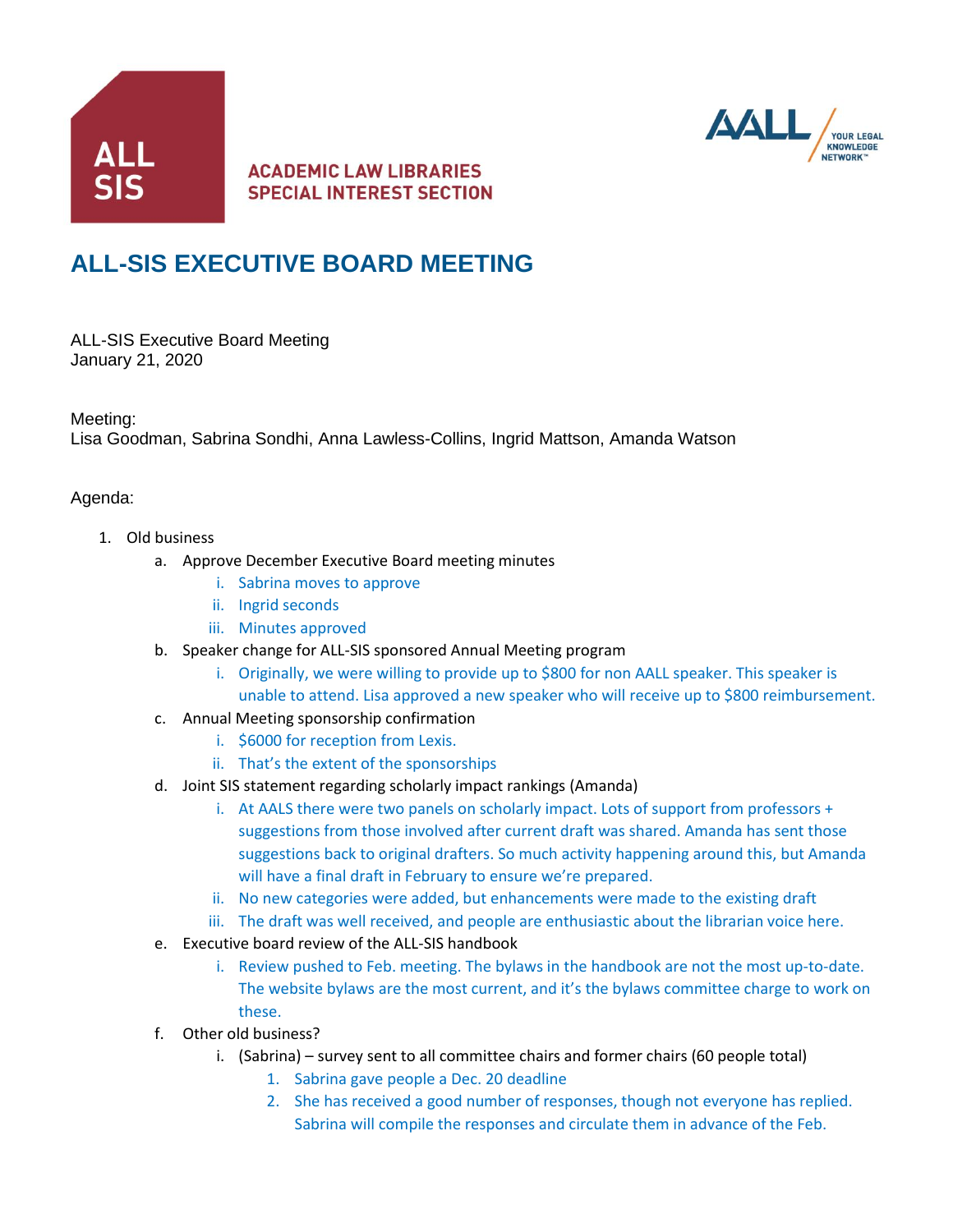ALL SIS

ACADEMIC LAW LIBRARIES SPECIAL INTEREST SECTION

AALL YOUR LEGAL KNOWLEDGE NETWORK™

# ALL-SIS EXECUTIVE BOARD MEETING

ALL-SIS Executive Board Meeting
January 21, 2020

Meeting:
Lisa Goodman, Sabrina Sondhi, Anna Lawless-Collins, Ingrid Mattson, Amanda Watson

Agenda:

1. Old business
   a. Approve December Executive Board meeting minutes
      i. Sabrina moves to approve
      ii. Ingrid seconds
      iii. Minutes approved
   b. Speaker change for ALL-SIS sponsored Annual Meeting program
      i. Originally, we were willing to provide up to $800 for non AALL speaker. This speaker is unable to attend. Lisa approved a new speaker who will receive up to $800 reimbursement.
   c. Annual Meeting sponsorship confirmation
      i. $6000 for reception from Lexis.
      ii. That's the extent of the sponsorships
   d. Joint SIS statement regarding scholarly impact rankings (Amanda)
      i. At AALS there were two panels on scholarly impact. Lots of support from professors + suggestions from those involved after current draft was shared. Amanda has sent those suggestions back to original drafters. So much activity happening around this, but Amanda will have a final draft in February to ensure we're prepared.
      ii. No new categories were added, but enhancements were made to the existing draft
      iii. The draft was well received, and people are enthusiastic about the librarian voice here.
   e. Executive board review of the ALL-SIS handbook
      i. Review pushed to Feb. meeting. The bylaws in the handbook are not the most up-to-date. The website bylaws are the most current, and it's the bylaws committee charge to work on these.
   f. Other old business?
      i. (Sabrina) – survey sent to all committee chairs and former chairs (60 people total)
         1. Sabrina gave people a Dec. 20 deadline
         2. She has received a good number of responses, though not everyone has replied. Sabrina will compile the responses and circulate them in advance of the Feb.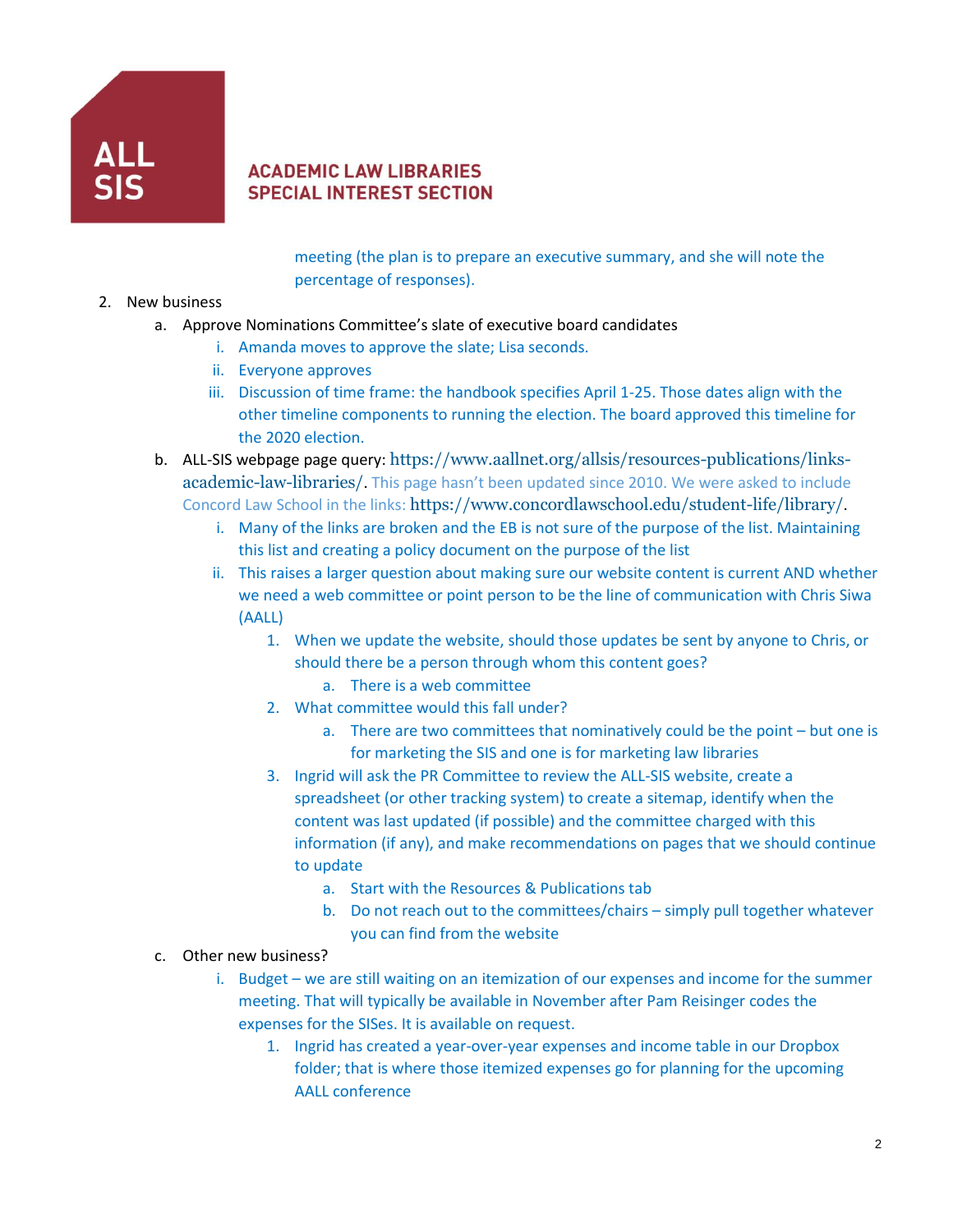meeting (the plan is to prepare an executive summary, and she will note the percentage of responses).

2. New business
   a. Approve Nominations Committee's slate of executive board candidates
      i. Amanda moves to approve the slate; Lisa seconds.
      ii. Everyone approves
      iii. Discussion of time frame: the handbook specifies April 1-25. Those dates align with the other timeline components to running the election. The board approved this timeline for the 2020 election.
   b. ALL-SIS webpage page query: https://www.aallnet.org/allsis/resources-publications/links-academic-law-libraries/. This page hasn't been updated since 2010. We were asked to include Concord Law School in the links: https://www.concordlawschool.edu/student-life/library/.
      i. Many of the links are broken and the EB is not sure of the purpose of the list. Maintaining this list and creating a policy document on the purpose of the list
      ii. This raises a larger question about making sure our website content is current AND whether we need a web committee or point person to be the line of communication with Chris Siwa (AALL)
         1. When we update the website, should those updates be sent by anyone to Chris, or should there be a person through whom this content goes?
            a. There is a web committee
         2. What committee would this fall under?
            a. There are two committees that nominatively could be the point – but one is for marketing the SIS and one is for marketing law libraries
         3. Ingrid will ask the PR Committee to review the ALL-SIS website, create a spreadsheet (or other tracking system) to create a sitemap, identify when the content was last updated (if possible) and the committee charged with this information (if any), and make recommendations on pages that we should continue to update
            a. Start with the Resources & Publications tab
            b. Do not reach out to the committees/chairs – simply pull together whatever you can find from the website
   c. Other new business?
      i. Budget – we are still waiting on an itemization of our expenses and income for the summer meeting. That will typically be available in November after Pam Reisinger codes the expenses for the SISes. It is available on request.
         1. Ingrid has created a year-over-year expenses and income table in our Dropbox folder; that is where those itemized expenses go for planning for the upcoming AALL conference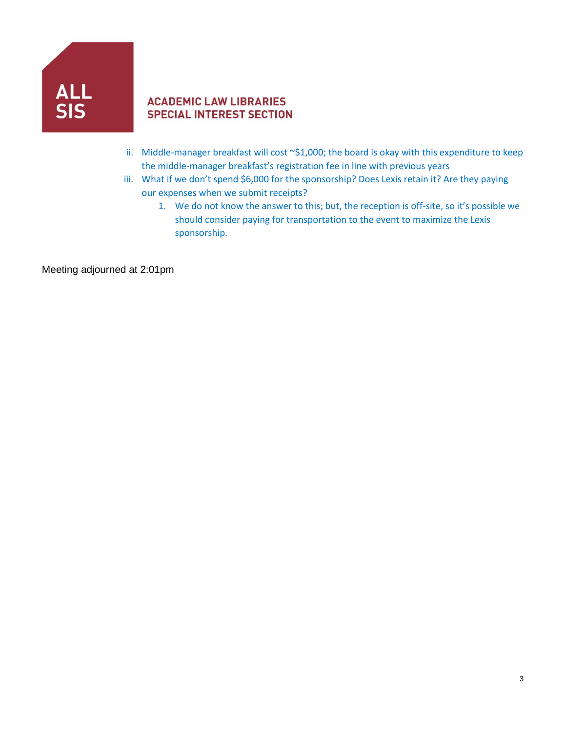ii. Middle-manager breakfast will cost ~$1,000; the board is okay with this expenditure to keep the middle-manager breakfast's registration fee in line with previous years

iii. What if we don't spend $6,000 for the sponsorship? Does Lexis retain it? Are they paying our expenses when we submit receipts?

   1. We do not know the answer to this; but, the reception is off-site, so it's possible we should consider paying for transportation to the event to maximize the Lexis sponsorship.

Meeting adjourned at 2:01pm